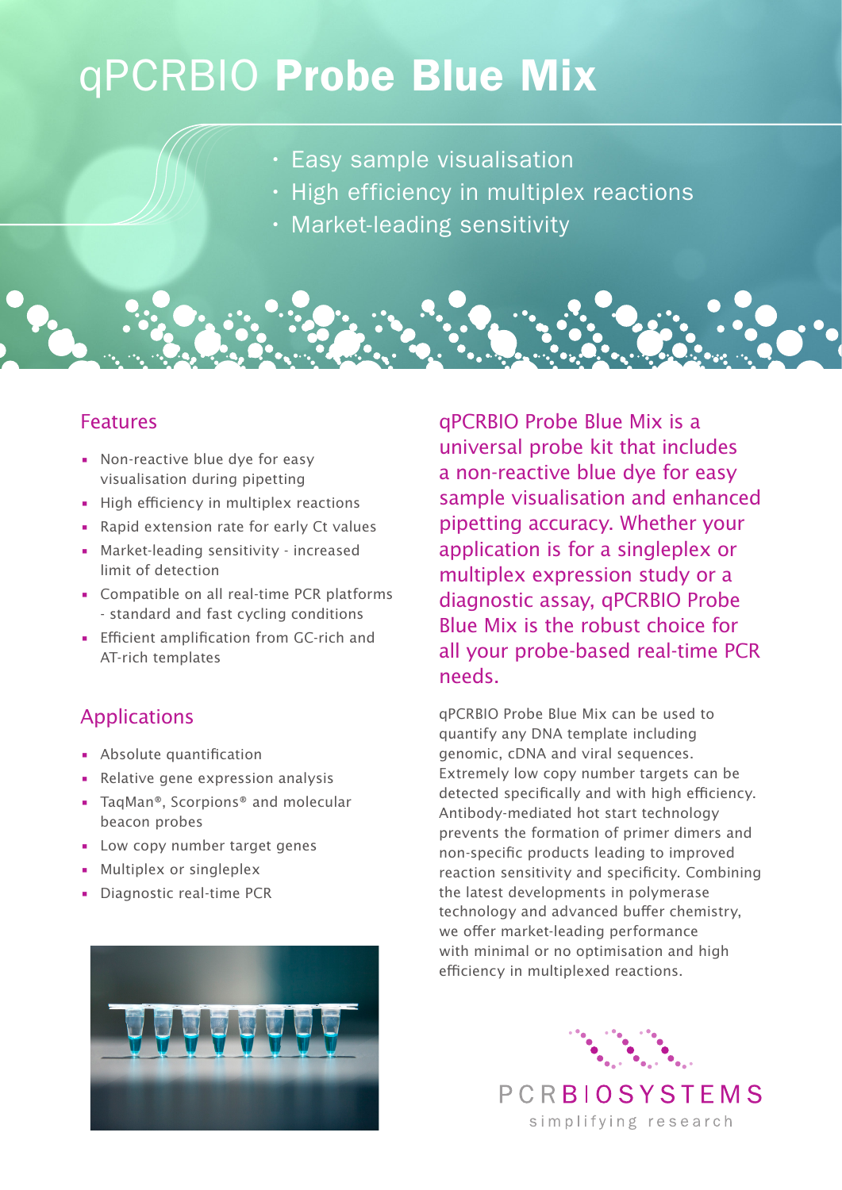# qPCRBIO **Probe Blue Mix**

- Easy sample visualisation
- High efficiency in multiplex reactions
- Market-leading sensitivity

## Features

- Non-reactive blue dye for easy visualisation during pipetting
- High efficiency in multiplex reactions
- Rapid extension rate for early Ct values
- Market-leading sensitivity - increased limit of detection
- Compatible on all real-time PCR platforms - standard and fast cycling conditions
- Efficient amplification from GC-rich and AT-rich templates

## Applications

- Absolute quantification
- Relative gene expression analysis
- TaqMan®, Scorpions® and molecular beacon probes
- Low copy number target genes
- Multiplex or singleplex
- Diagnostic real-time PCR

qPCRBIO Probe Blue Mix is a universal probe kit that includes a non-reactive blue dye for easy sample visualisation and enhanced pipetting accuracy. Whether your application is for a singleplex or multiplex expression study or a diagnostic assay, qPCRBIO Probe Blue Mix is the robust choice for all your probe-based real-time PCR needs.

qPCRBIO Probe Blue Mix can be used to quantify any DNA template including genomic, cDNA and viral sequences. Extremely low copy number targets can be detected specifically and with high efficiency. Antibody-mediated hot start technology prevents the formation of primer dimers and non-specific products leading to improved reaction sensitivity and specificity. Combining the latest developments in polymerase technology and advanced buffer chemistry, we offer market-leading performance with minimal or no optimisation and high efficiency in multiplexed reactions.

PCRBIOSYSTEMS
simplifying research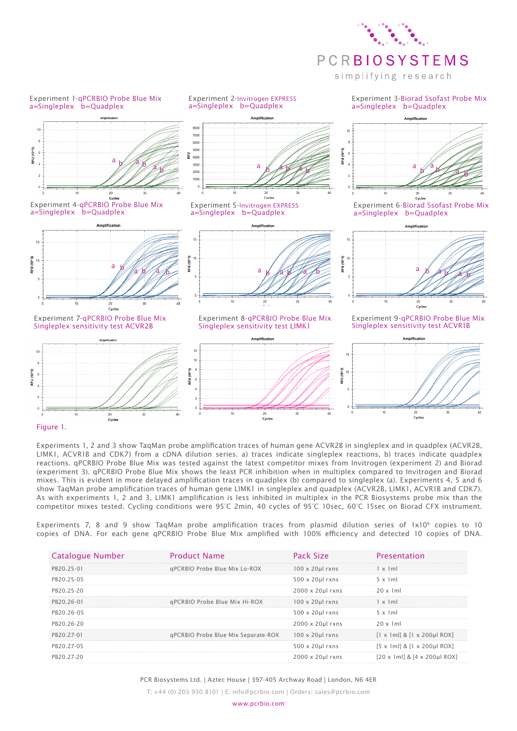Experiment 1-qPCRBIO Probe Blue Mix
a=Singleplex b=Quadplex

Amplification
RFU (10^3)
Cycles
a b a b a b

Experiment 2-Invitrogen EXPRESS
a=Singleplex b=Quadplex

Amplification
RFU
Cycles
a b a b a b

Experiment 3-Biorad Ssofast Probe Mix
a=Singleplex b=Quadplex

Amplification
RFU (10^3)
Cycles
a b a b a b

Experiment 4-qPCRBIO Probe Blue Mix
a=Singleplex b=Quadplex

Amplification
RFU (10^3)
Cycles
a b a b a b

Experiment 5-Invitrogen EXPRESS
a=Singleplex b=Quadplex

Amplification
RFU (10^3)
a b a b a b

Experiment 6-Biorad Ssofast Probe Mix
a=Singleplex b=Quadplex

Amplification
RFU (10^3)
Cycles
a b a b a b

Experiment 7-qPCRBIO Probe Blue Mix
Singleplex sensitivity test ACVR2B

Amplification
RFU (10^3)
Cycles

Experiment 8-qPCRBIO Probe Blue Mix
Singleplex sensitivity test LIMK1

Amplification
RFU (10^3)
Cycles

Experiment 9-qPCRBIO Probe Blue Mix
Singleplex sensitivity test ACVR1B

Amplification
RFU (10^3)
Cycles

Figure 1.

Experiments 1, 2 and 3 show TaqMan probe amplification traces of human gene ACVR2B in singleplex and in quadplex (ACVR2B, LIMK1, ACVR1B and CDK7) from a cDNA dilution series. a) traces indicate singleplex reactions, b) traces indicate quadplex reactions. qPCRBIO Probe Blue Mix was tested against the latest competitor mixes from Invitrogen (experiment 2) and Biorad (experiment 3). qPCRBIO Probe Blue Mix shows the least PCR inhibition when in multiplex compared to Invitrogen and Biorad mixes. This is evident in more delayed amplification traces in quadplex (b) compared to singleplex (a). Experiments 4, 5 and 6 show TaqMan probe amplification traces of human gene LIMK1 in singleplex and quadplex (ACVR2B, LIMK1, ACVR1B and CDK7). As with experiments 1, 2 and 3, LIMK1 amplification is less inhibited in multiplex in the PCR Biosystems probe mix than the competitor mixes tested. Cycling conditions were 95°C 2min, 40 cycles of 95°C 10sec, 60°C 15sec on Biorad CFX instrument.

Experiments 7, 8 and 9 show TaqMan probe amplification traces from plasmid dilution series of $1x10^6$ copies to 10 copies of DNA. For each gene qPCRBIO Probe Blue Mix amplified with 100% efficiency and detected 10 copies of DNA.

| Catalogue Number | Product Name | Pack Size | Presentation |
|---|---|---|---|
| PB20.25-01 | qPCRBIO Probe Blue Mix Lo-ROX | 100 x 20µl rxns | 1 x 1ml |
| PB20.25-05 | | 500 x 20µl rxns | 5 x 1ml |
| PB20.25-20 | | 2000 x 20µl rxns | 20 x 1ml |
| PB20.26-01 | qPCRBIO Probe Blue Mix Hi-ROX | 100 x 20µl rxns | 1 x 1ml |
| PB20.26-05 | | 500 x 20µl rxns | 5 x 1ml |
| PB20.26-20 | | 2000 x 20µl rxns | 20 x 1ml |
| PB20.27-01 | qPCRBIO Probe Blue Mix Separate-ROX | 100 x 20µl rxns | [1 x 1ml] & [1 x 200µl ROX] |
| PB20.27-05 | | 500 x 20µl rxns | [5 x 1ml] & [1 x 200µl ROX] |
| PB20.27-20 | | 2000 x 20µl rxns | [20 x 1ml] & [4 x 200µl ROX] |

PCR Biosystems Ltd. | Aztec House | 397-405 Archway Road | London, N6 4ER

T: +44 (0) 203 930 8101 | E: info@pcrbio.com | Orders: sales@pcrbio.com

www.pcrbio.com